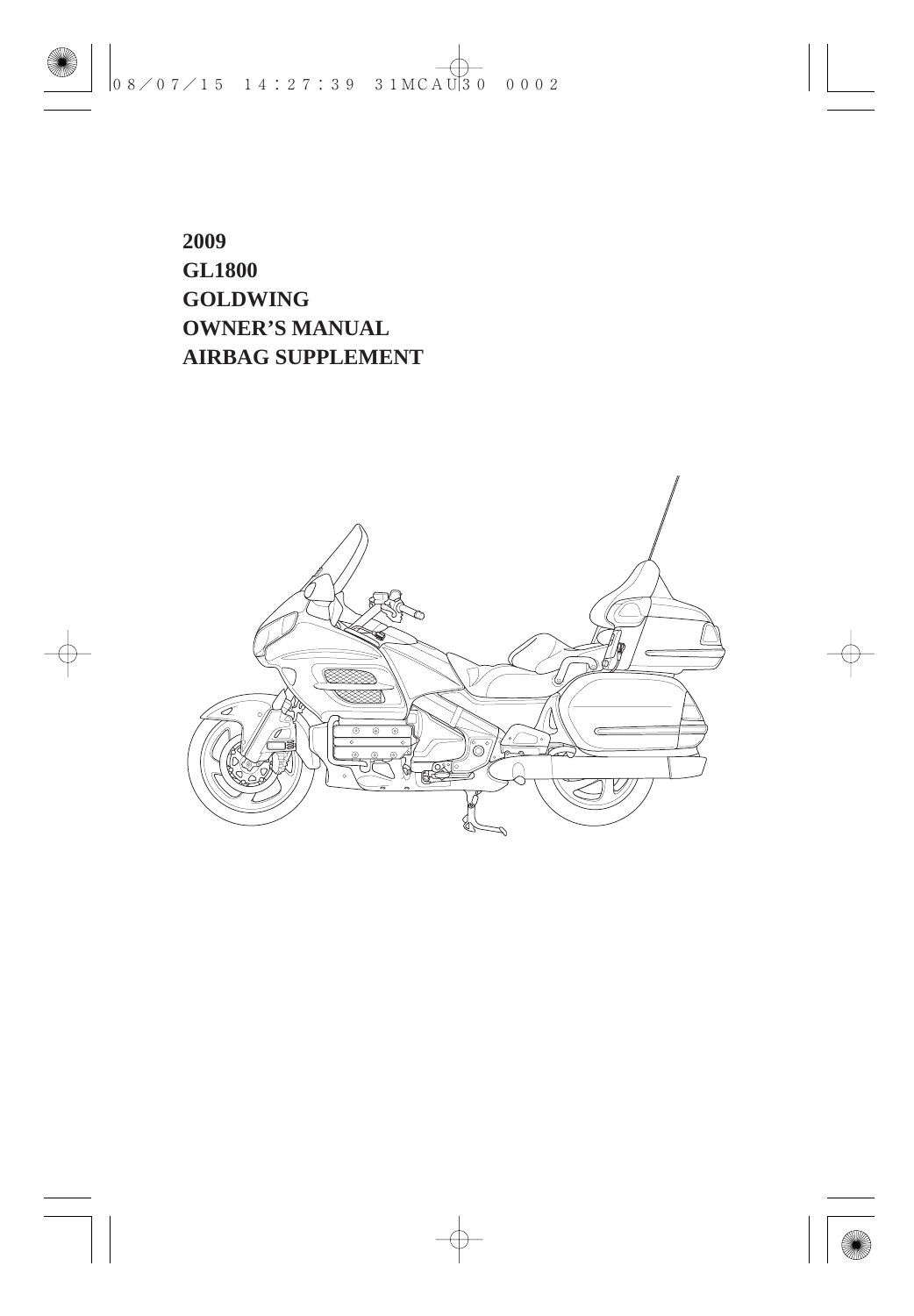# 2009
# GL1800
# GOLDWING
# OWNER'S MANUAL
# AIRBAG SUPPLEMENT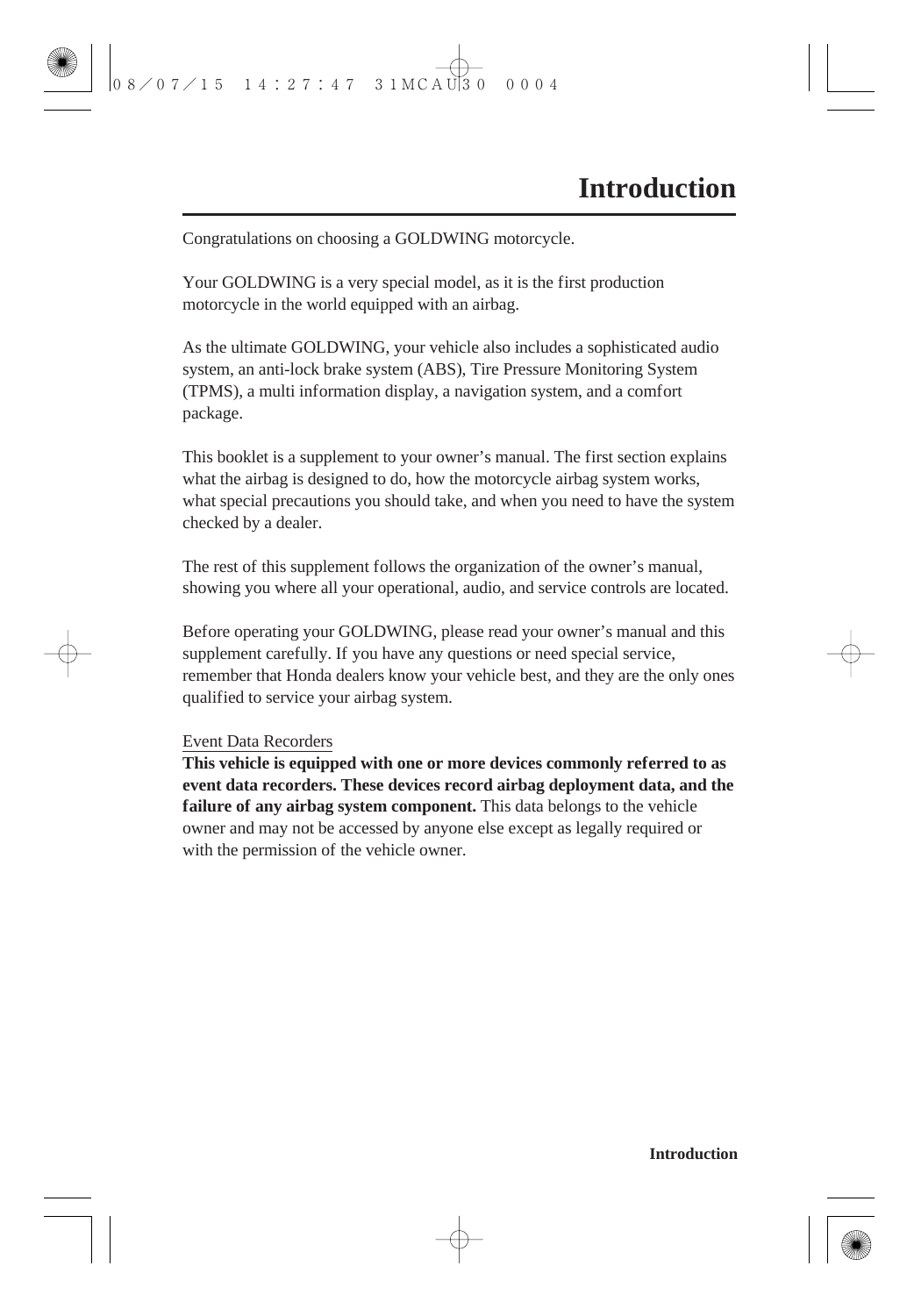# Introduction

Congratulations on choosing a GOLDWING motorcycle.

Your GOLDWING is a very special model, as it is the first production motorcycle in the world equipped with an airbag.

As the ultimate GOLDWING, your vehicle also includes a sophisticated audio system, an anti-lock brake system (ABS), Tire Pressure Monitoring System (TPMS), a multi information display, a navigation system, and a comfort package.

This booklet is a supplement to your owner’s manual. The first section explains what the airbag is designed to do, how the motorcycle airbag system works, what special precautions you should take, and when you need to have the system checked by a dealer.

The rest of this supplement follows the organization of the owner’s manual, showing you where all your operational, audio, and service controls are located.

Before operating your GOLDWING, please read your owner’s manual and this supplement carefully. If you have any questions or need special service, remember that Honda dealers know your vehicle best, and they are the only ones qualified to service your airbag system.

<u>Event Data Recorders</u>

**This vehicle is equipped with one or more devices commonly referred to as event data recorders. These devices record airbag deployment data, and the failure of any airbag system component.** This data belongs to the vehicle owner and may not be accessed by anyone else except as legally required or with the permission of the vehicle owner.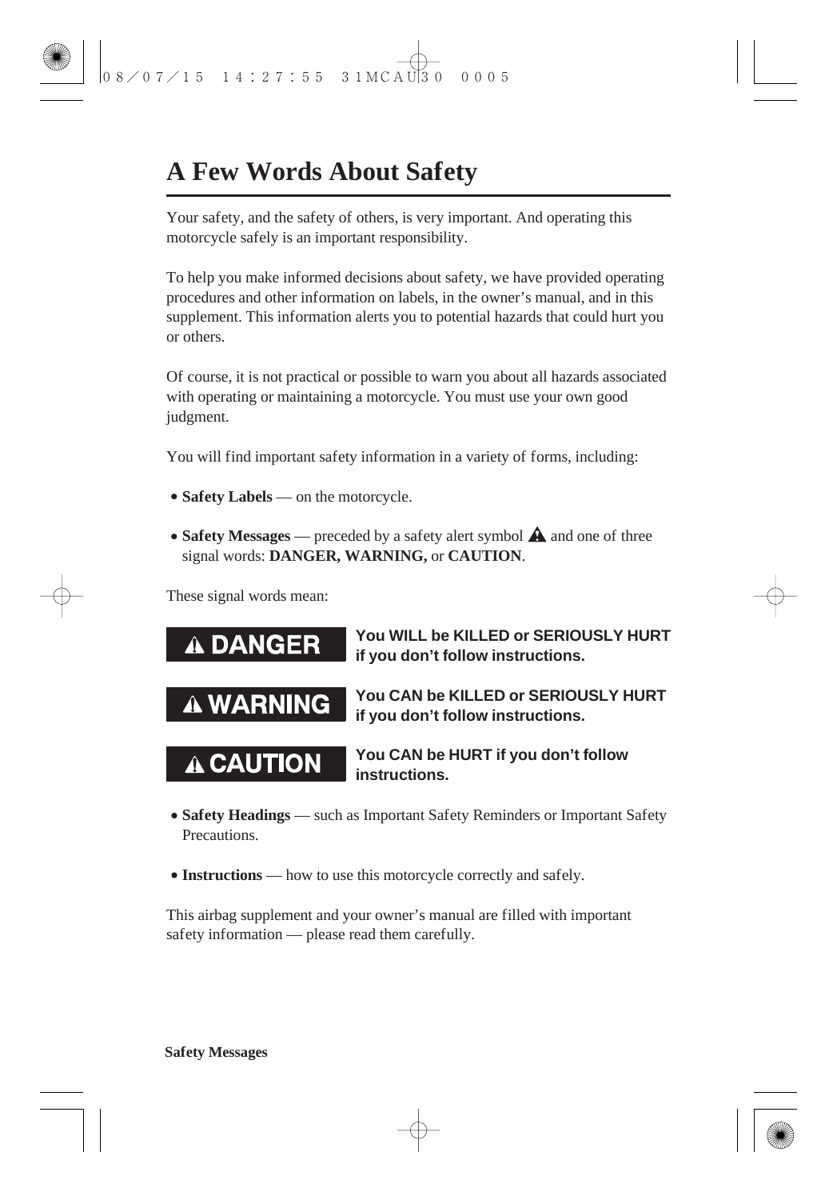# A Few Words About Safety

Your safety, and the safety of others, is very important. And operating this motorcycle safely is an important responsibility.

To help you make informed decisions about safety, we have provided operating procedures and other information on labels, in the owner’s manual, and in this supplement. This information alerts you to potential hazards that could hurt you or others.

Of course, it is not practical or possible to warn you about all hazards associated with operating or maintaining a motorcycle. You must use your own good judgment.

You will find important safety information in a variety of forms, including:

- **Safety Labels** — on the motorcycle.
- **Safety Messages** — preceded by a safety alert symbol ⚠ and one of three signal words: **DANGER, WARNING,** or **CAUTION**.

These signal words mean:

| | |
|---|---|
| **⚠ DANGER** | **You WILL be KILLED or SERIOUSLY HURT if you don’t follow instructions.** |
| **⚠ WARNING** | **You CAN be KILLED or SERIOUSLY HURT if you don’t follow instructions.** |
| **⚠ CAUTION** | **You CAN be HURT if you don’t follow instructions.** |

- **Safety Headings** — such as Important Safety Reminders or Important Safety Precautions.
- **Instructions** — how to use this motorcycle correctly and safely.

This airbag supplement and your owner’s manual are filled with important safety information — please read them carefully.

**Safety Messages**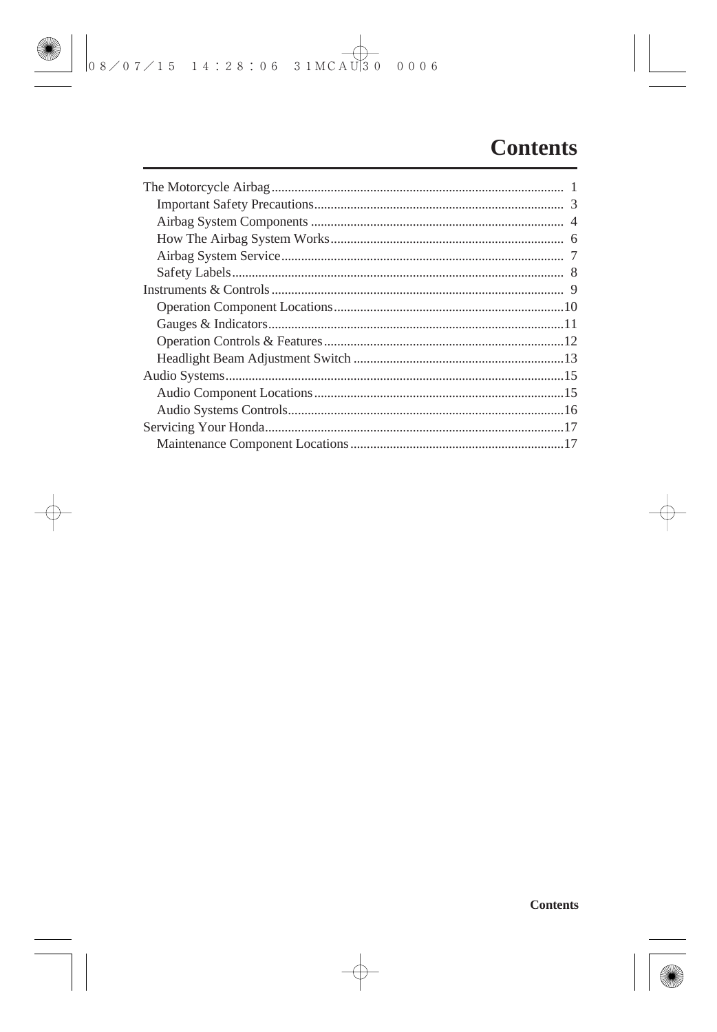# Contents

- The Motorcycle Airbag ........ 1
  - Important Safety Precautions ........ 3
  - Airbag System Components ........ 4
  - How The Airbag System Works ........ 6
  - Airbag System Service ........ 7
  - Safety Labels ........ 8
- Instruments & Controls ........ 9
  - Operation Component Locations ........ 10
  - Gauges & Indicators ........ 11
  - Operation Controls & Features ........ 12
  - Headlight Beam Adjustment Switch ........ 13
- Audio Systems ........ 15
  - Audio Component Locations ........ 15
  - Audio Systems Controls ........ 16
- Servicing Your Honda ........ 17
  - Maintenance Component Locations ........ 17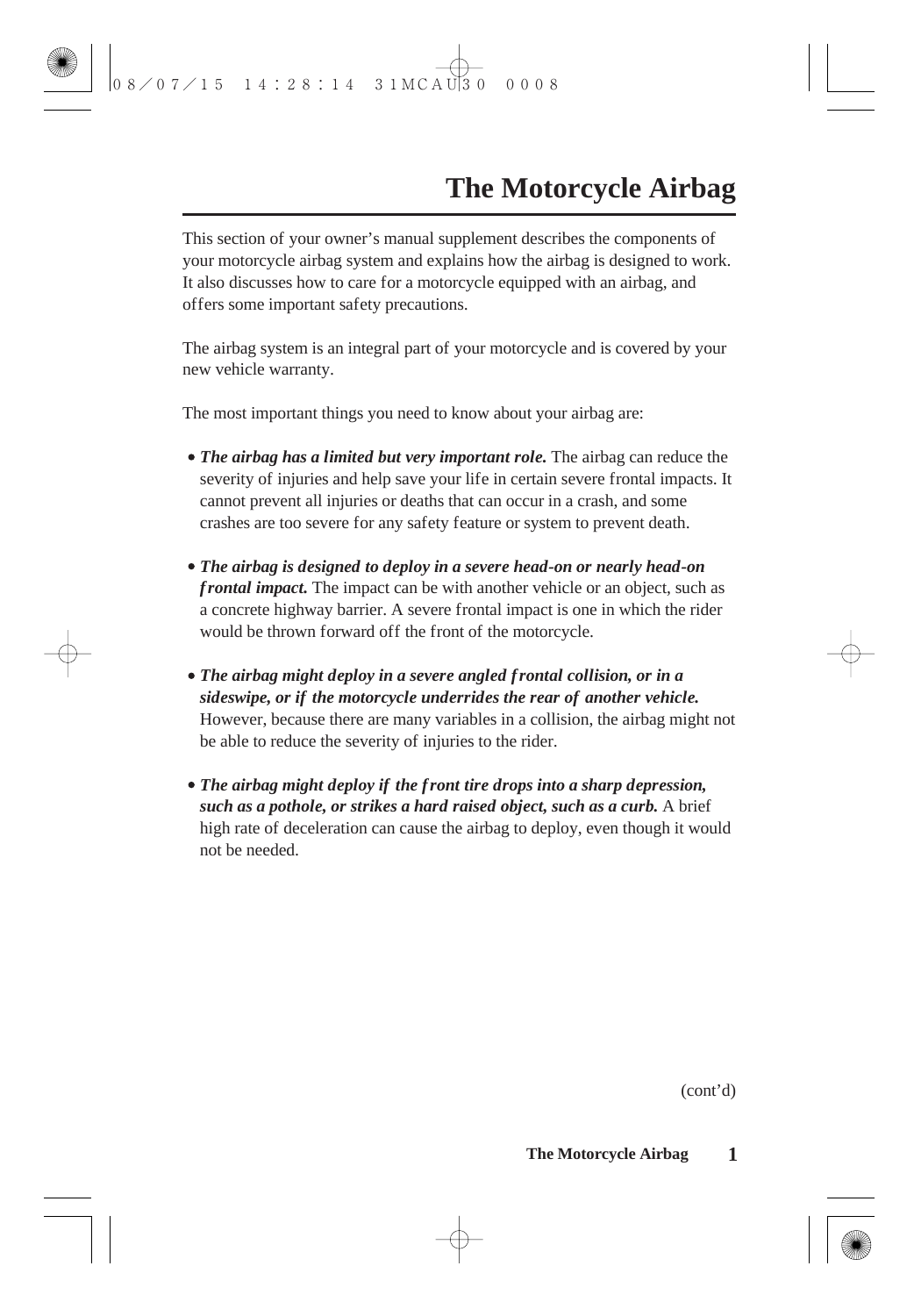# The Motorcycle Airbag

This section of your owner's manual supplement describes the components of your motorcycle airbag system and explains how the airbag is designed to work. It also discusses how to care for a motorcycle equipped with an airbag, and offers some important safety precautions.

The airbag system is an integral part of your motorcycle and is covered by your new vehicle warranty.

The most important things you need to know about your airbag are:

- ***The airbag has a limited but very important role.*** The airbag can reduce the severity of injuries and help save your life in certain severe frontal impacts. It cannot prevent all injuries or deaths that can occur in a crash, and some crashes are too severe for any safety feature or system to prevent death.
- ***The airbag is designed to deploy in a severe head-on or nearly head-on frontal impact.*** The impact can be with another vehicle or an object, such as a concrete highway barrier. A severe frontal impact is one in which the rider would be thrown forward off the front of the motorcycle.
- ***The airbag might deploy in a severe angled frontal collision, or in a sideswipe, or if the motorcycle underrides the rear of another vehicle.*** However, because there are many variables in a collision, the airbag might not be able to reduce the severity of injuries to the rider.
- ***The airbag might deploy if the front tire drops into a sharp depression, such as a pothole, or strikes a hard raised object, such as a curb.*** A brief high rate of deceleration can cause the airbag to deploy, even though it would not be needed.

(cont'd)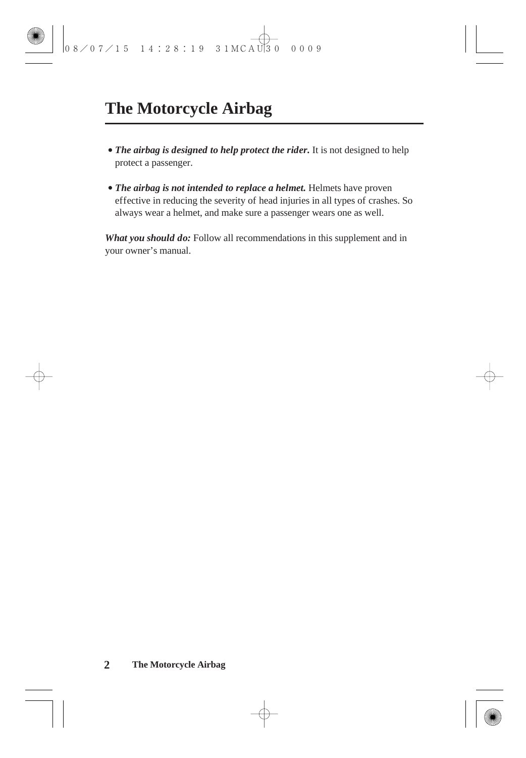# The Motorcycle Airbag

- ***The airbag is designed to help protect the rider.*** It is not designed to help protect a passenger.

- ***The airbag is not intended to replace a helmet.*** Helmets have proven effective in reducing the severity of head injuries in all types of crashes. So always wear a helmet, and make sure a passenger wears one as well.

***What you should do:*** Follow all recommendations in this supplement and in your owner's manual.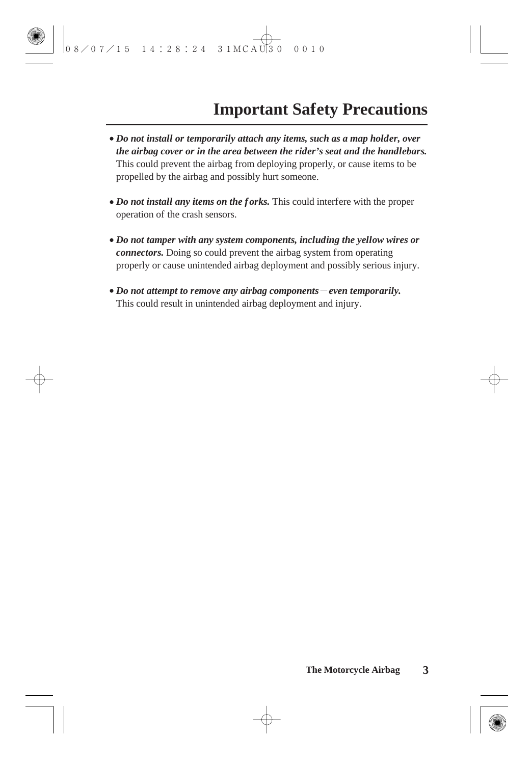# Important Safety Precautions

- ***Do not install or temporarily attach any items, such as a map holder, over the airbag cover or in the area between the rider's seat and the handlebars.*** This could prevent the airbag from deploying properly, or cause items to be propelled by the airbag and possibly hurt someone.

- ***Do not install any items on the forks.*** This could interfere with the proper operation of the crash sensors.

- ***Do not tamper with any system components, including the yellow wires or connectors.*** Doing so could prevent the airbag system from operating properly or cause unintended airbag deployment and possibly serious injury.

- ***Do not attempt to remove any airbag components－even temporarily.*** This could result in unintended airbag deployment and injury.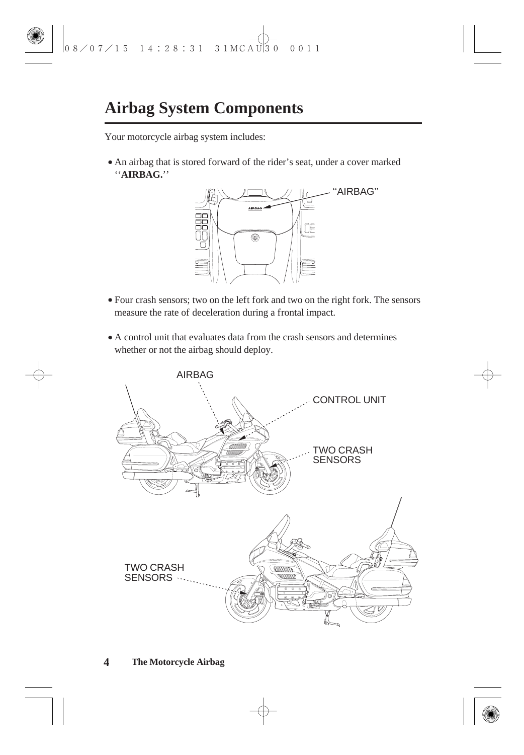# Airbag System Components

Your motorcycle airbag system includes:

- An airbag that is stored forward of the rider's seat, under a cover marked ''**AIRBAG.**''
- Four crash sensors; two on the left fork and two on the right fork. The sensors measure the rate of deceleration during a frontal impact.
- A control unit that evaluates data from the crash sensors and determines whether or not the airbag should deploy.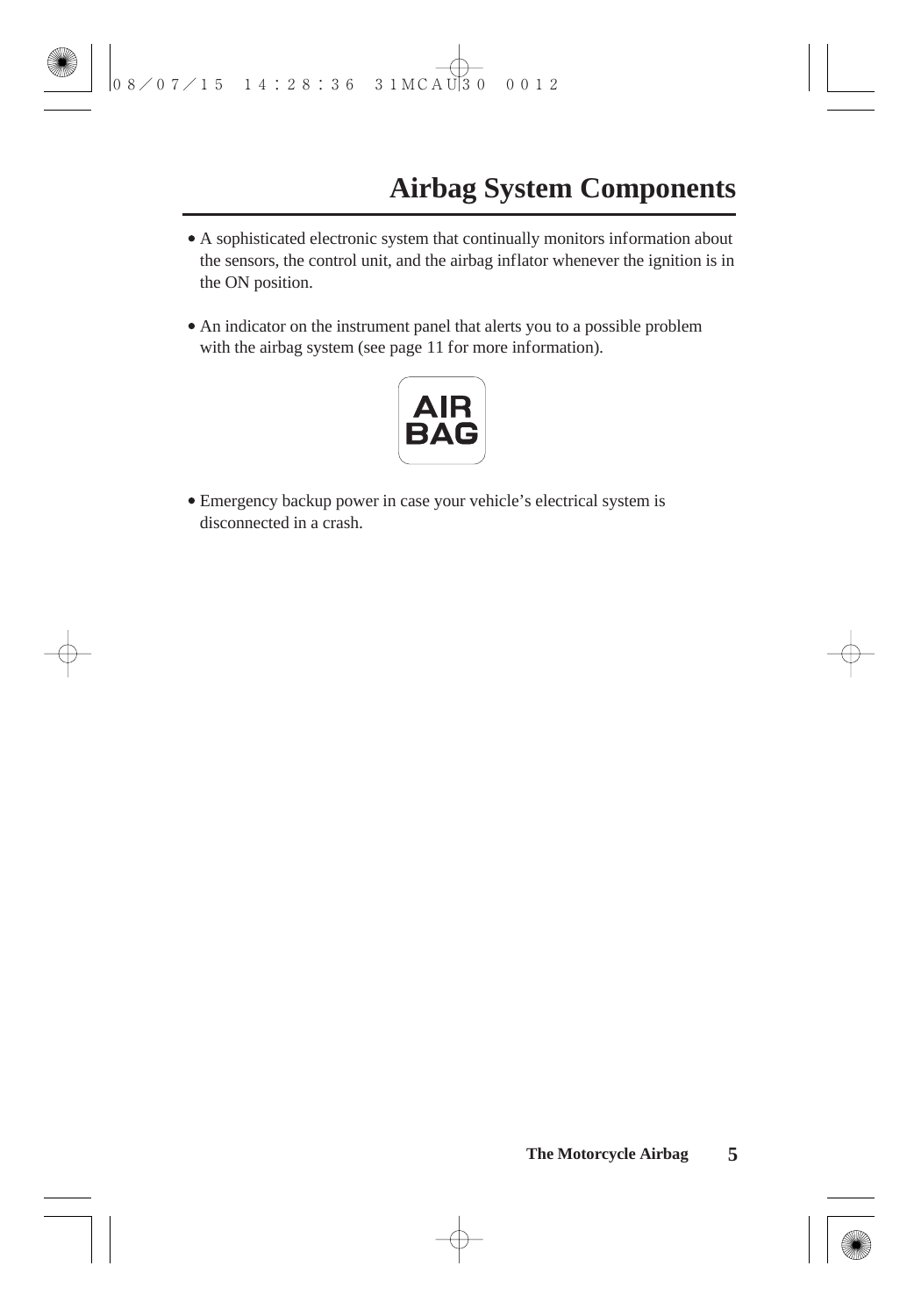# Airbag System Components

- A sophisticated electronic system that continually monitors information about the sensors, the control unit, and the airbag inflator whenever the ignition is in the ON position.

- An indicator on the instrument panel that alerts you to a possible problem with the airbag system (see page 11 for more information).

AIR BAG

- Emergency backup power in case your vehicle's electrical system is disconnected in a crash.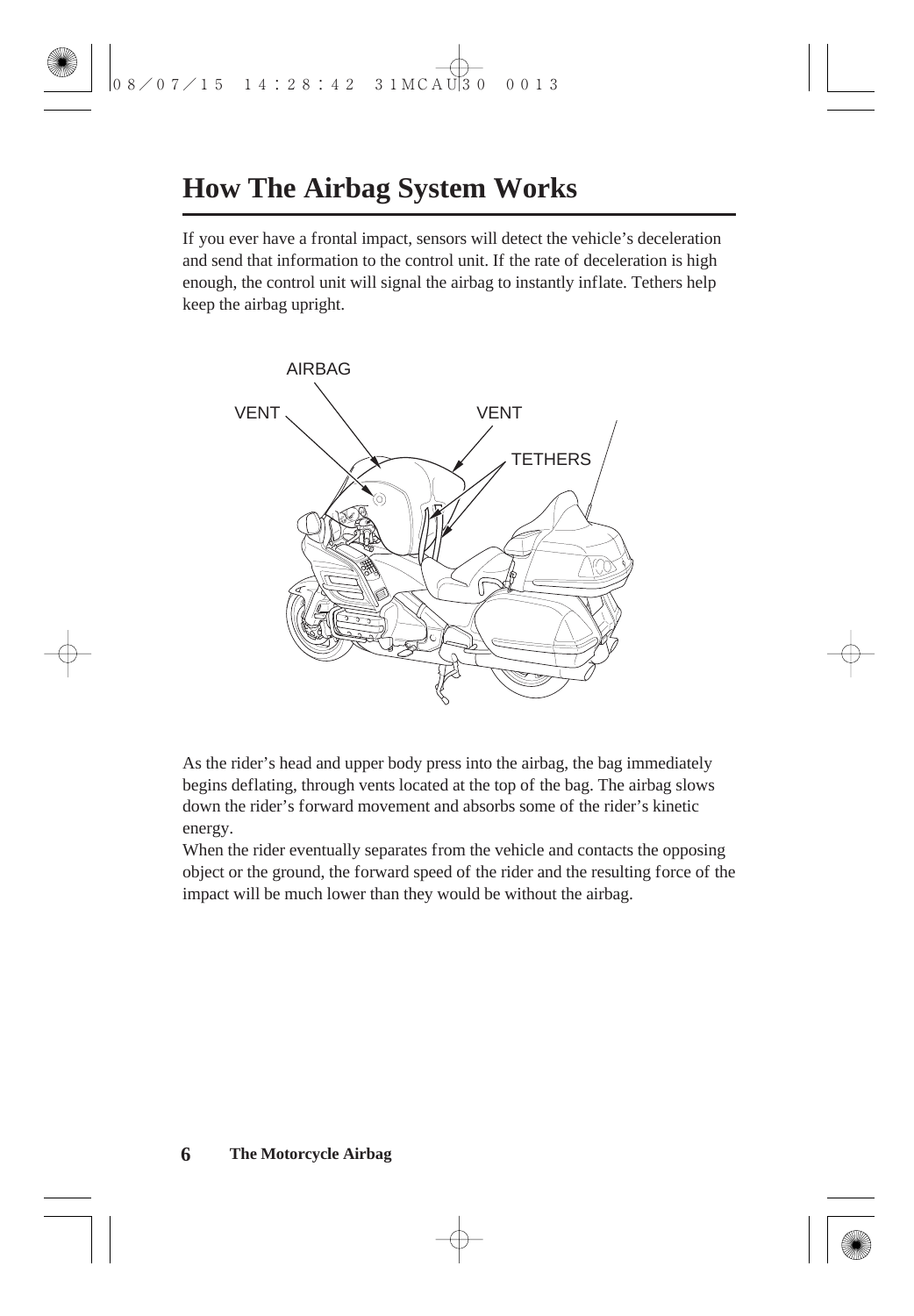# How The Airbag System Works

If you ever have a frontal impact, sensors will detect the vehicle's deceleration and send that information to the control unit. If the rate of deceleration is high enough, the control unit will signal the airbag to instantly inflate. Tethers help keep the airbag upright.

As the rider's head and upper body press into the airbag, the bag immediately begins deflating, through vents located at the top of the bag. The airbag slows down the rider's forward movement and absorbs some of the rider's kinetic energy.

When the rider eventually separates from the vehicle and contacts the opposing object or the ground, the forward speed of the rider and the resulting force of the impact will be much lower than they would be without the airbag.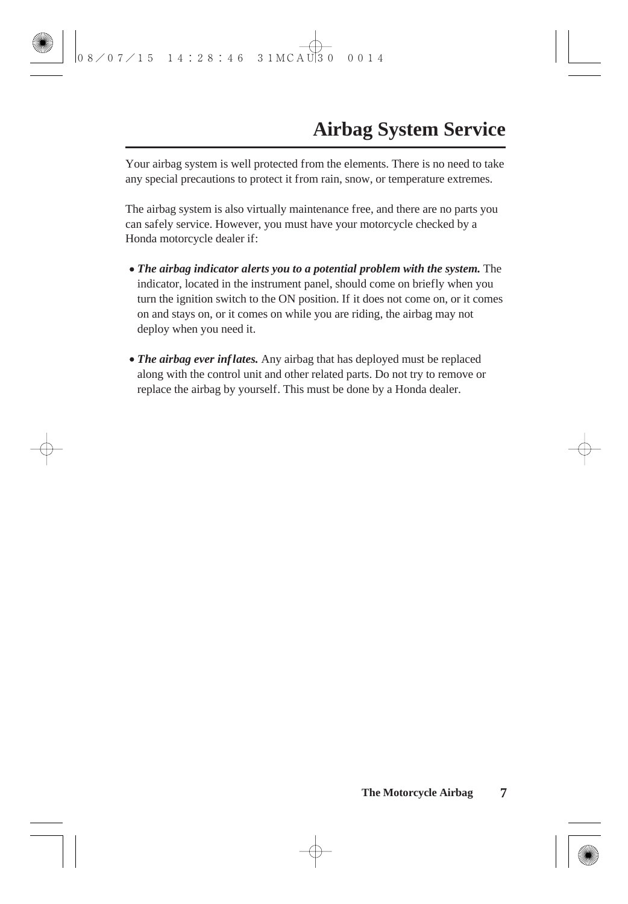# Airbag System Service

Your airbag system is well protected from the elements. There is no need to take any special precautions to protect it from rain, snow, or temperature extremes.

The airbag system is also virtually maintenance free, and there are no parts you can safely service. However, you must have your motorcycle checked by a Honda motorcycle dealer if:

- ***The airbag indicator alerts you to a potential problem with the system.*** The indicator, located in the instrument panel, should come on briefly when you turn the ignition switch to the ON position. If it does not come on, or it comes on and stays on, or it comes on while you are riding, the airbag may not deploy when you need it.

- ***The airbag ever inflates.*** Any airbag that has deployed must be replaced along with the control unit and other related parts. Do not try to remove or replace the airbag by yourself. This must be done by a Honda dealer.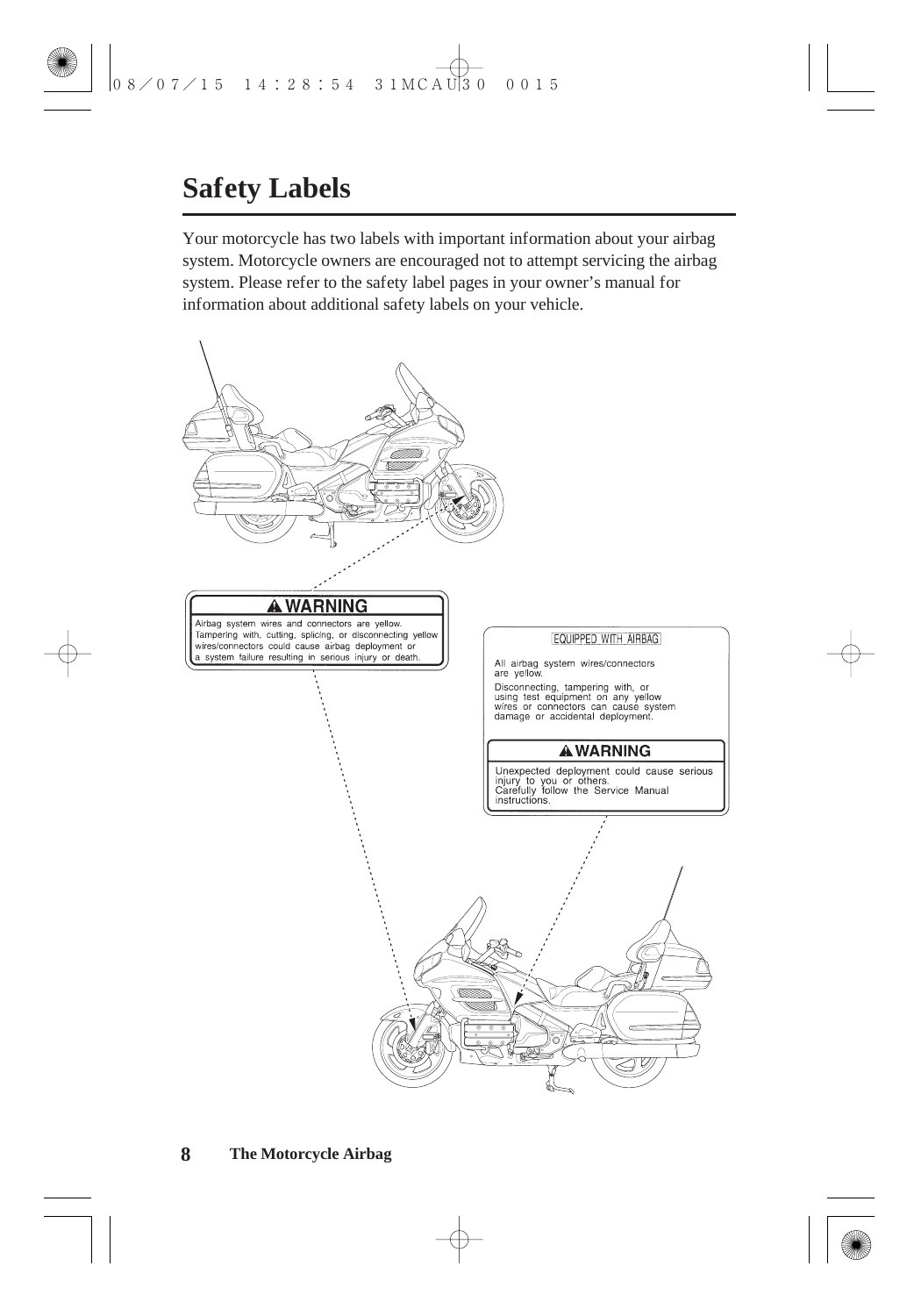# Safety Labels

Your motorcycle has two labels with important information about your airbag system. Motorcycle owners are encouraged not to attempt servicing the airbag system. Please refer to the safety label pages in your owner's manual for information about additional safety labels on your vehicle.

**⚠ WARNING**

Airbag system wires and connectors are yellow. Tampering with, cutting, splicing, or disconnecting yellow wires/connectors could cause airbag deployment or a system failure resulting in serious injury or death.

EQUIPPED WITH AIRBAG

All airbag system wires/connectors are yellow.

Disconnecting, tampering with, or using test equipment on any yellow wires or connectors can cause system damage or accidental deployment.

**⚠ WARNING**

Unexpected deployment could cause serious injury to you or others.
Carefully follow the Service Manual instructions.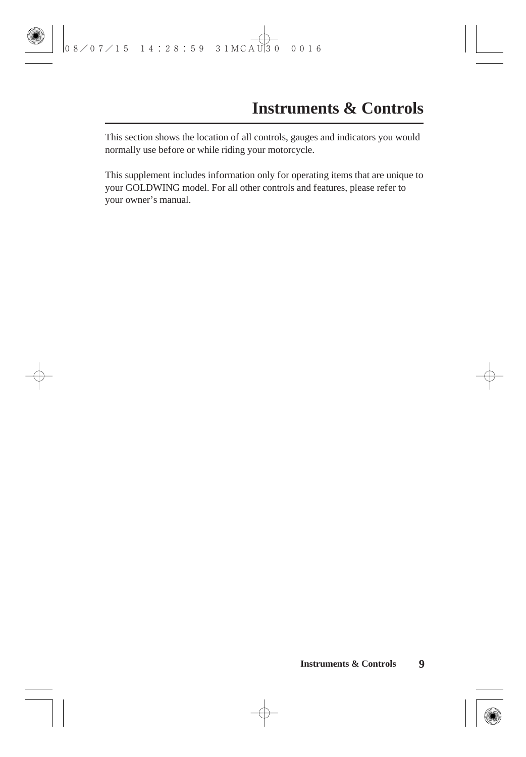# Instruments & Controls

This section shows the location of all controls, gauges and indicators you would normally use before or while riding your motorcycle.

This supplement includes information only for operating items that are unique to your GOLDWING model. For all other controls and features, please refer to your owner's manual.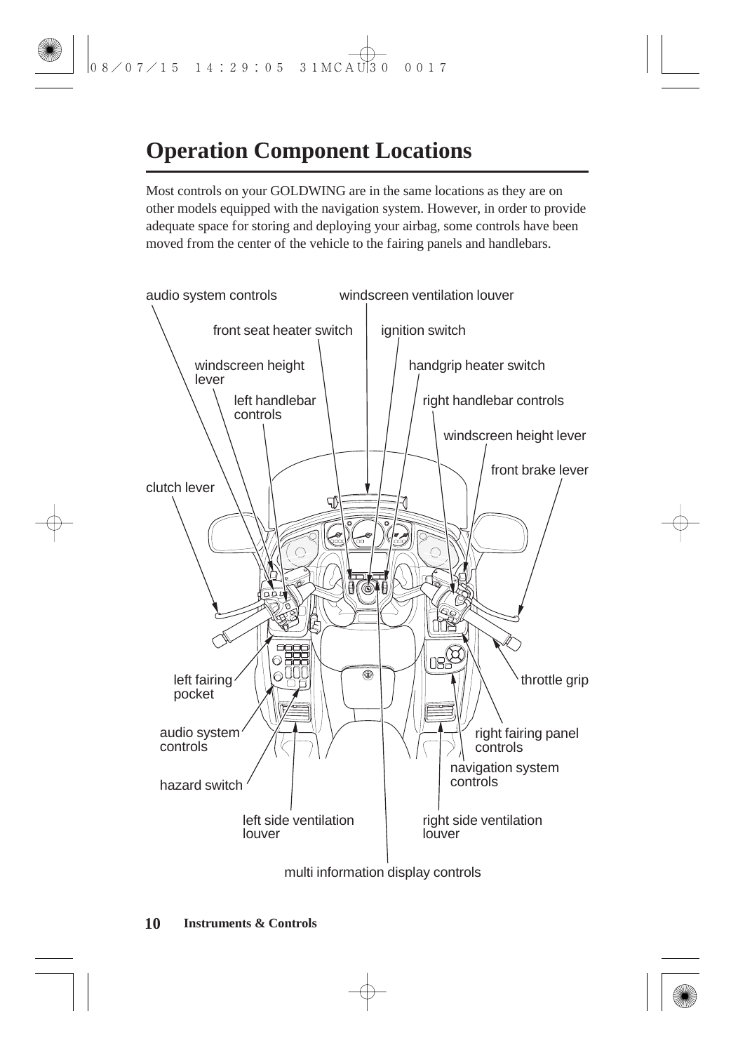# Operation Component Locations

Most controls on your GOLDWING are in the same locations as they are on other models equipped with the navigation system. However, in order to provide adequate space for storing and deploying your airbag, some controls have been moved from the center of the vehicle to the fairing panels and handlebars.

audio system controls

windscreen ventilation louver

front seat heater switch

ignition switch

windscreen height lever

handgrip heater switch

left handlebar controls

right handlebar controls

windscreen height lever

front brake lever

clutch lever

left fairing pocket

throttle grip

audio system controls

right fairing panel controls

navigation system controls

hazard switch

left side ventilation louver

right side ventilation louver

multi information display controls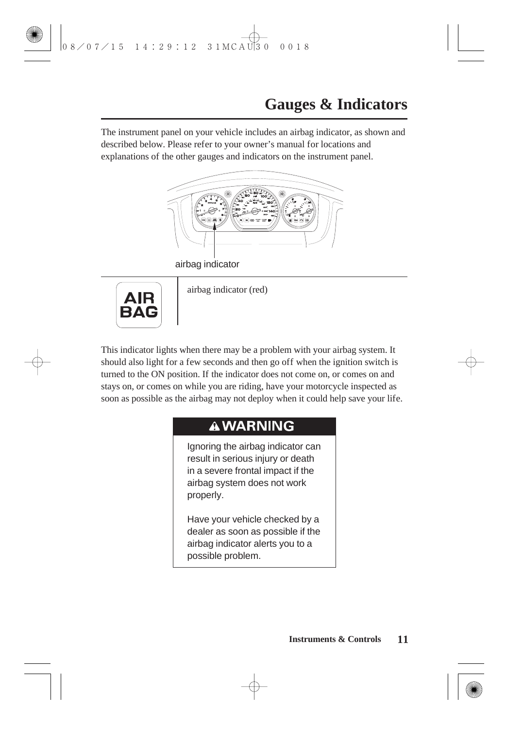# Gauges & Indicators

The instrument panel on your vehicle includes an airbag indicator, as shown and described below. Please refer to your owner's manual for locations and explanations of the other gauges and indicators on the instrument panel.

airbag indicator

| AIR BAG | airbag indicator (red) |
|---|---|

This indicator lights when there may be a problem with your airbag system. It should also light for a few seconds and then go off when the ignition switch is turned to the ON position. If the indicator does not come on, or comes on and stays on, or comes on while you are riding, have your motorcycle inspected as soon as possible as the airbag may not deploy when it could help save your life.

**⚠ WARNING**

Ignoring the airbag indicator can result in serious injury or death in a severe frontal impact if the airbag system does not work properly.

Have your vehicle checked by a dealer as soon as possible if the airbag indicator alerts you to a possible problem.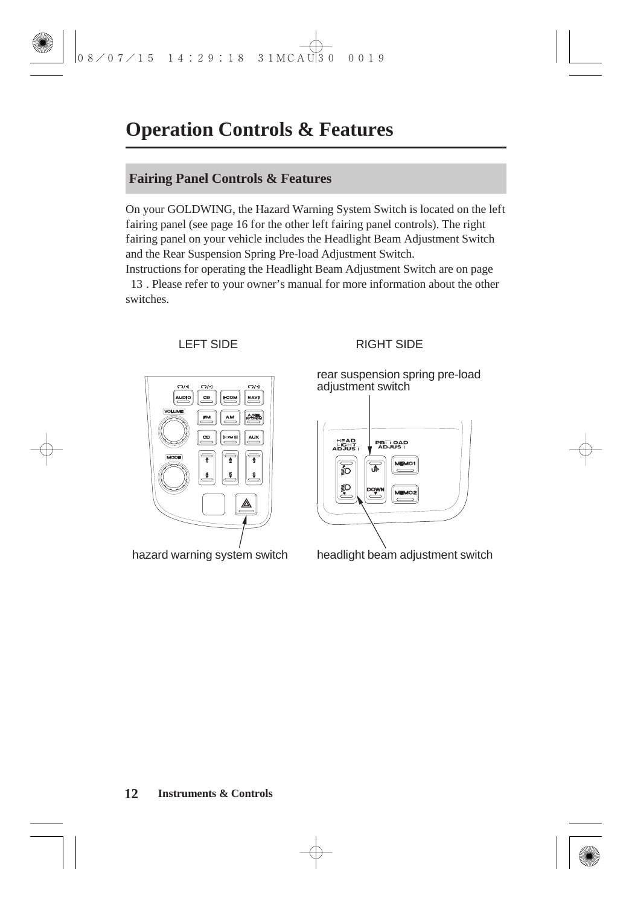# Operation Controls & Features

## Fairing Panel Controls & Features

On your GOLDWING, the Hazard Warning System Switch is located on the left fairing panel (see page 16 for the other left fairing panel controls). The right fairing panel on your vehicle includes the Headlight Beam Adjustment Switch and the Rear Suspension Spring Pre-load Adjustment Switch.

Instructions for operating the Headlight Beam Adjustment Switch are on page 13 . Please refer to your owner's manual for more information about the other switches.

LEFT SIDE

RIGHT SIDE

rear suspension spring pre-load adjustment switch

hazard warning system switch

headlight beam adjustment switch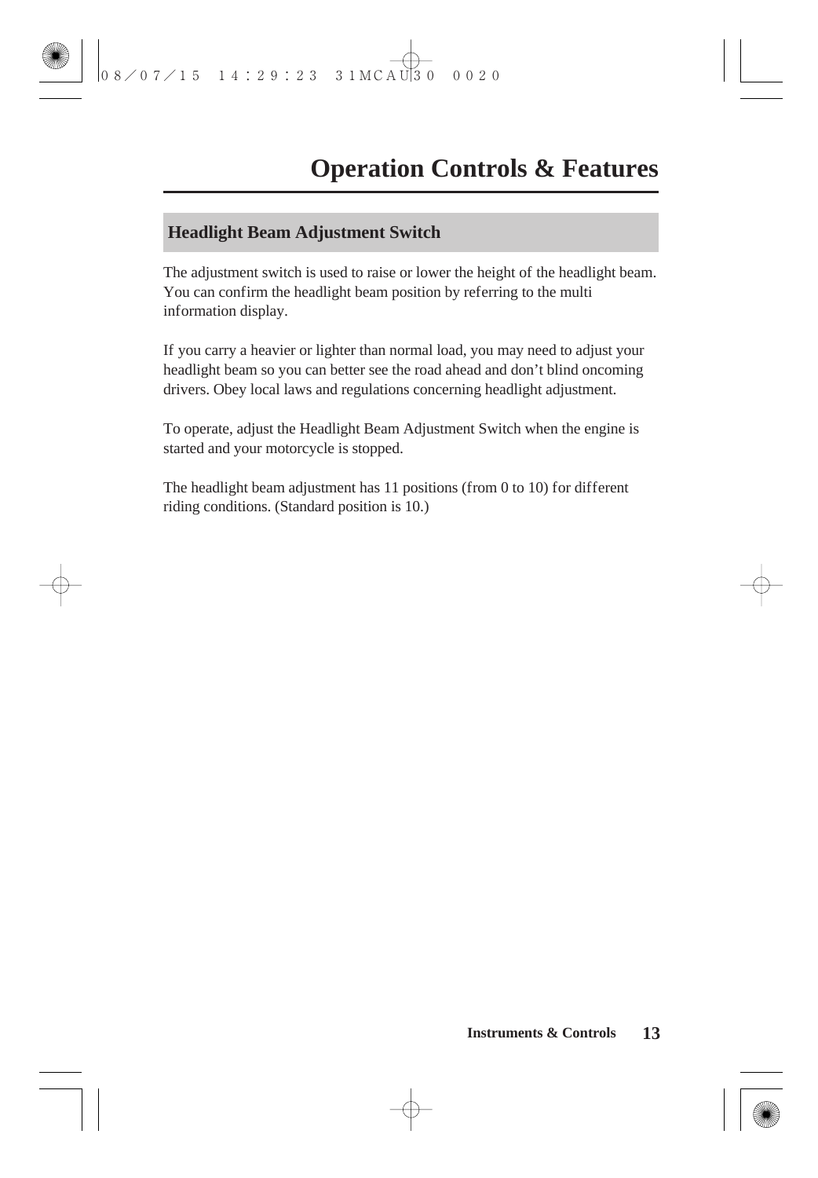# Operation Controls & Features

## Headlight Beam Adjustment Switch

The adjustment switch is used to raise or lower the height of the headlight beam. You can confirm the headlight beam position by referring to the multi information display.

If you carry a heavier or lighter than normal load, you may need to adjust your headlight beam so you can better see the road ahead and don't blind oncoming drivers. Obey local laws and regulations concerning headlight adjustment.

To operate, adjust the Headlight Beam Adjustment Switch when the engine is started and your motorcycle is stopped.

The headlight beam adjustment has 11 positions (from 0 to 10) for different riding conditions. (Standard position is 10.)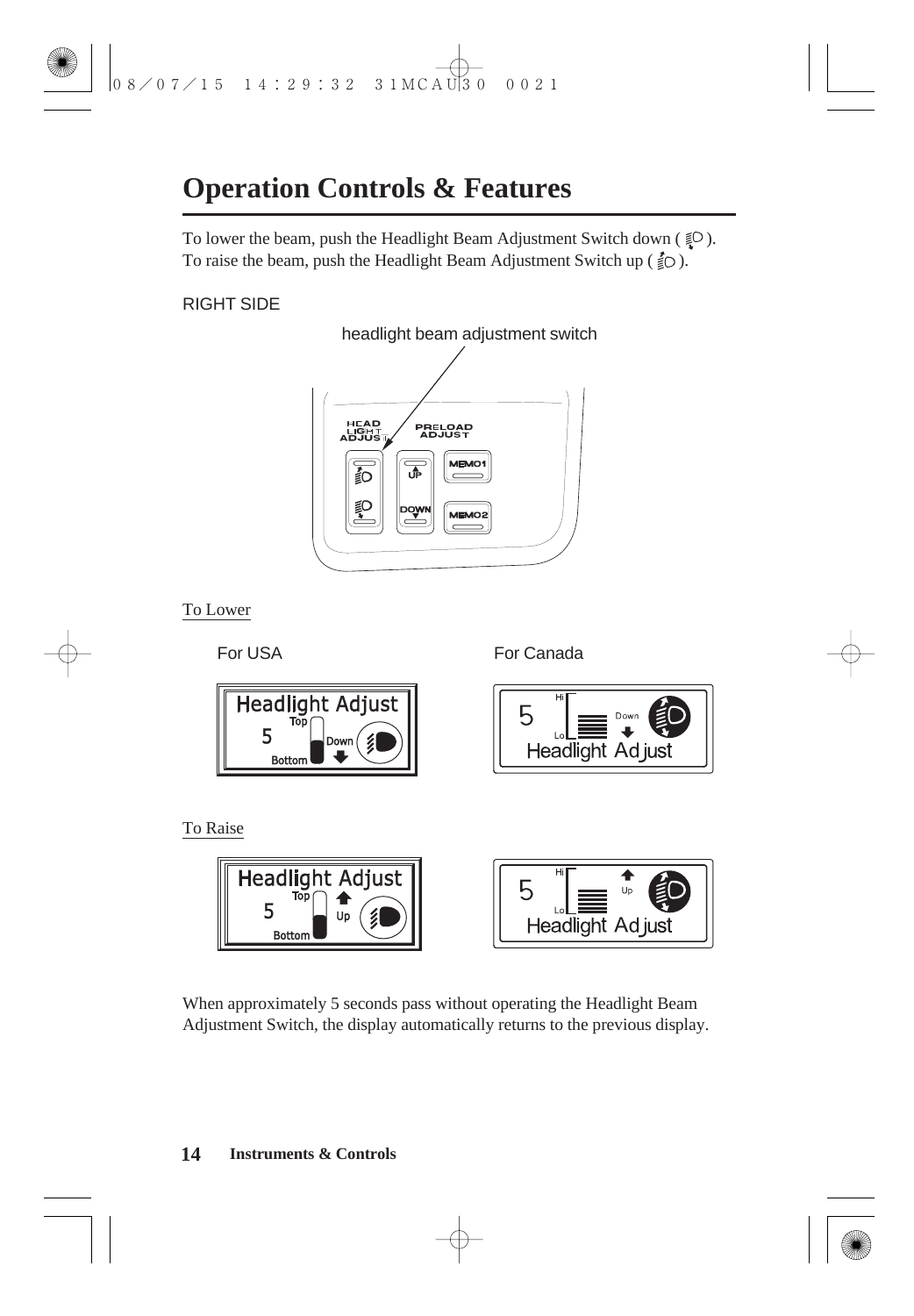# Operation Controls & Features

To lower the beam, push the Headlight Beam Adjustment Switch down ( ).
To raise the beam, push the Headlight Beam Adjustment Switch up ( ).

RIGHT SIDE

headlight beam adjustment switch

To Lower

For USA

For Canada

To Raise

When approximately 5 seconds pass without operating the Headlight Beam Adjustment Switch, the display automatically returns to the previous display.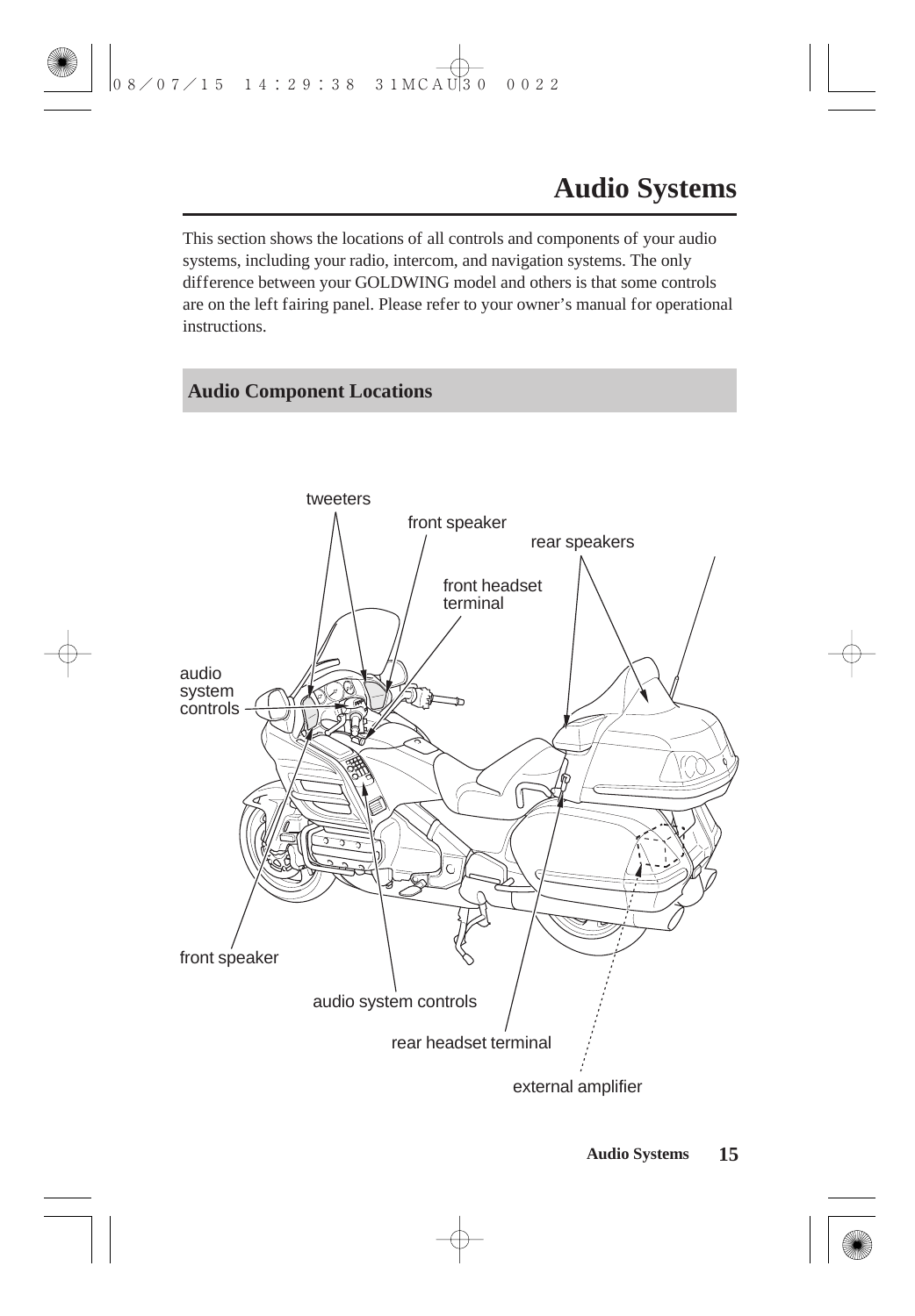# Audio Systems

This section shows the locations of all controls and components of your audio systems, including your radio, intercom, and navigation systems. The only difference between your GOLDWING model and others is that some controls are on the left fairing panel. Please refer to your owner's manual for operational instructions.

## Audio Component Locations

tweeters

front speaker

rear speakers

front headset terminal

audio system controls

front speaker

audio system controls

rear headset terminal

external amplifier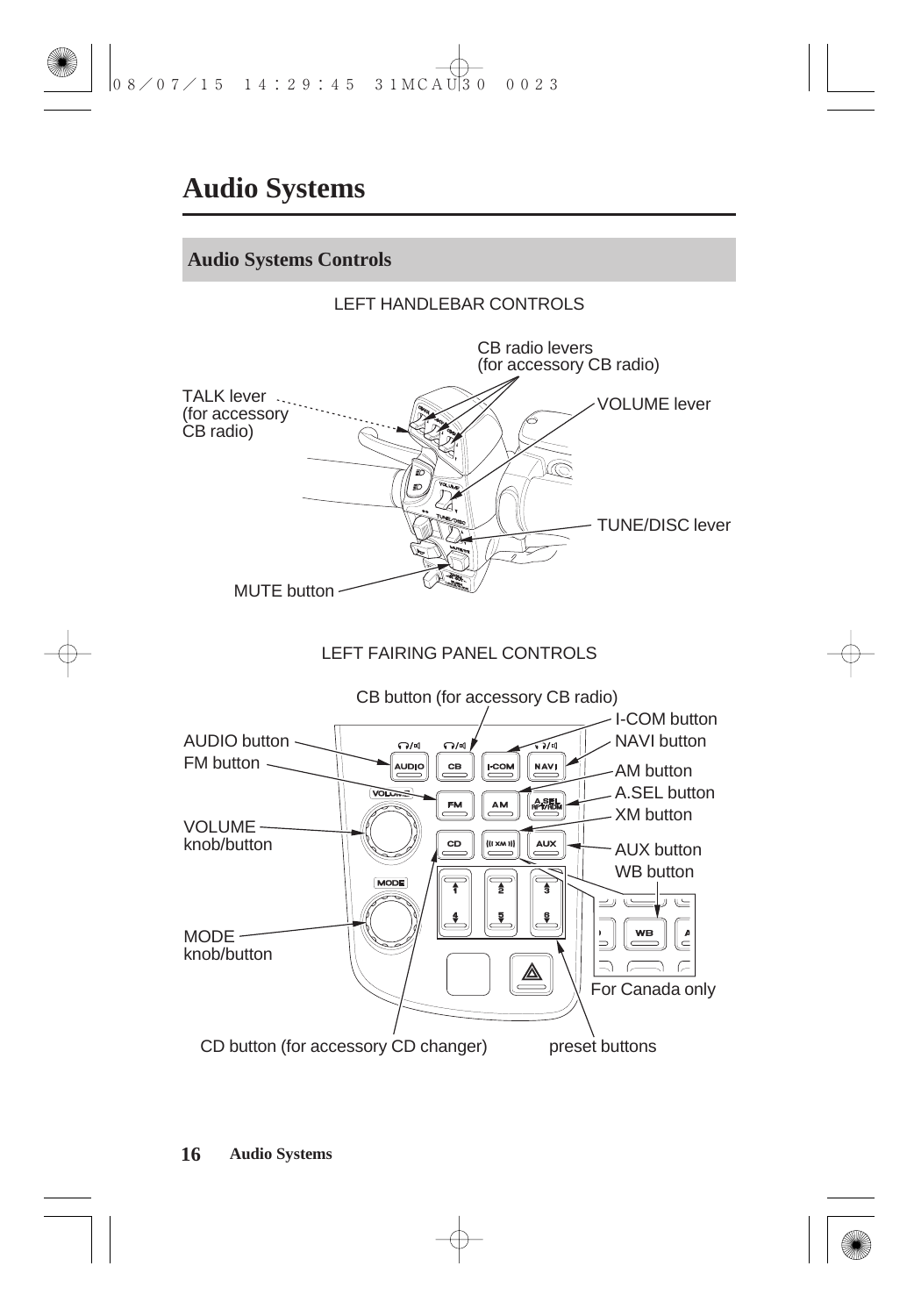# Audio Systems

## Audio Systems Controls

LEFT HANDLEBAR CONTROLS

CB radio levers (for accessory CB radio)

TALK lever (for accessory CB radio)

VOLUME lever

TUNE/DISC lever

MUTE button

LEFT FAIRING PANEL CONTROLS

CB button (for accessory CB radio)

AUDIO button

FM button

VOLUME knob/button

MODE knob/button

I-COM button

NAVI button

AM button

A.SEL button

XM button

AUX button

WB button

For Canada only

CD button (for accessory CD changer)

preset buttons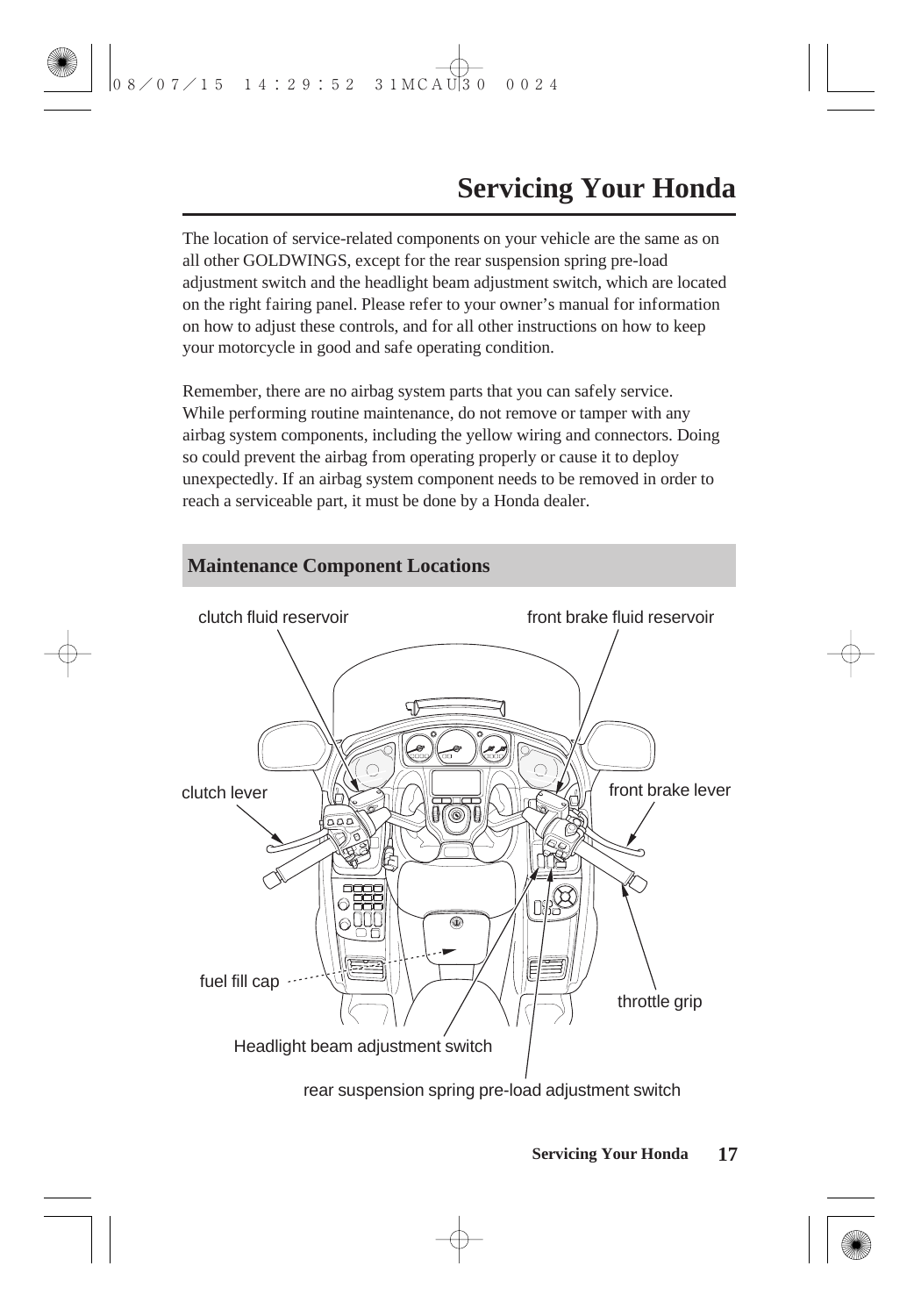# Servicing Your Honda

The location of service-related components on your vehicle are the same as on all other GOLDWINGS, except for the rear suspension spring pre-load adjustment switch and the headlight beam adjustment switch, which are located on the right fairing panel. Please refer to your owner's manual for information on how to adjust these controls, and for all other instructions on how to keep your motorcycle in good and safe operating condition.

Remember, there are no airbag system parts that you can safely service. While performing routine maintenance, do not remove or tamper with any airbag system components, including the yellow wiring and connectors. Doing so could prevent the airbag from operating properly or cause it to deploy unexpectedly. If an airbag system component needs to be removed in order to reach a serviceable part, it must be done by a Honda dealer.

## Maintenance Component Locations

clutch fluid reservoir

front brake fluid reservoir

clutch lever

front brake lever

fuel fill cap

throttle grip

Headlight beam adjustment switch

rear suspension spring pre-load adjustment switch